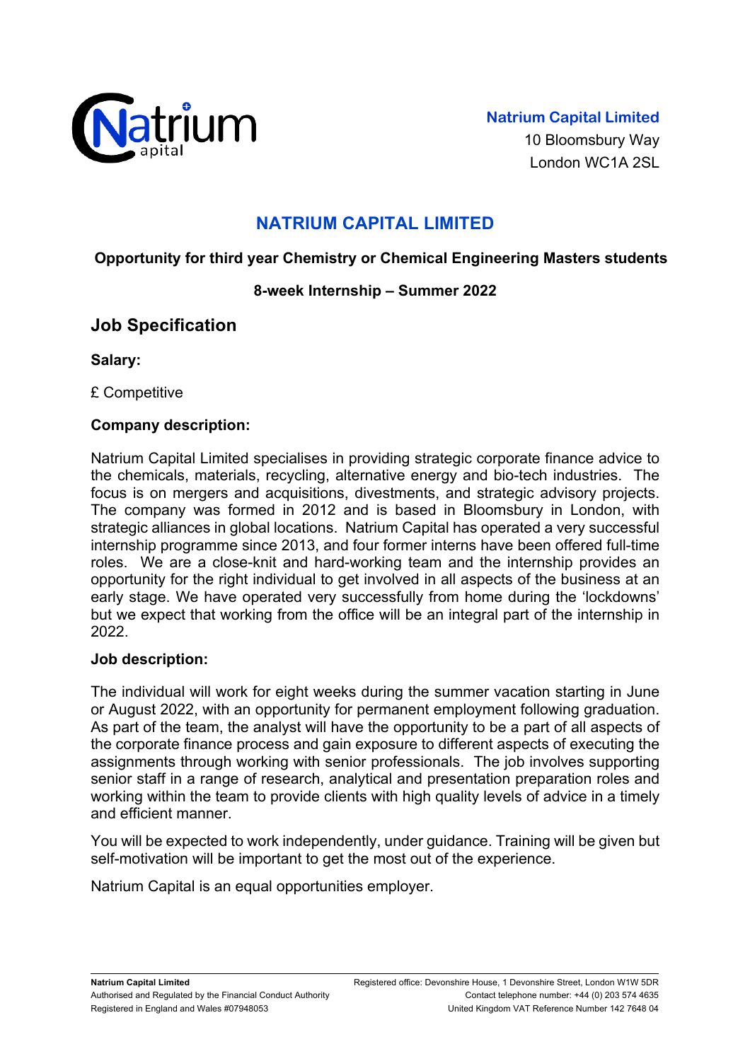**Natrium Capital Limited**
10 Bloomsbury Way
London WC1A 2SL

# NATRIUM CAPITAL LIMITED

**Opportunity for third year Chemistry or Chemical Engineering Masters students**

**8-week Internship – Summer 2022**

## Job Specification

**Salary:**

£ Competitive

**Company description:**

Natrium Capital Limited specialises in providing strategic corporate finance advice to the chemicals, materials, recycling, alternative energy and bio-tech industries. The focus is on mergers and acquisitions, divestments, and strategic advisory projects. The company was formed in 2012 and is based in Bloomsbury in London, with strategic alliances in global locations. Natrium Capital has operated a very successful internship programme since 2013, and four former interns have been offered full-time roles. We are a close-knit and hard-working team and the internship provides an opportunity for the right individual to get involved in all aspects of the business at an early stage. We have operated very successfully from home during the 'lockdowns' but we expect that working from the office will be an integral part of the internship in 2022.

**Job description:**

The individual will work for eight weeks during the summer vacation starting in June or August 2022, with an opportunity for permanent employment following graduation. As part of the team, the analyst will have the opportunity to be a part of all aspects of the corporate finance process and gain exposure to different aspects of executing the assignments through working with senior professionals. The job involves supporting senior staff in a range of research, analytical and presentation preparation roles and working within the team to provide clients with high quality levels of advice in a timely and efficient manner.

You will be expected to work independently, under guidance. Training will be given but self-motivation will be important to get the most out of the experience.

Natrium Capital is an equal opportunities employer.

**Natrium Capital Limited**
Authorised and Regulated by the Financial Conduct Authority
Registered in England and Wales #07948053

Registered office: Devonshire House, 1 Devonshire Street, London W1W 5DR
Contact telephone number: +44 (0) 203 574 4635
United Kingdom VAT Reference Number 142 7648 04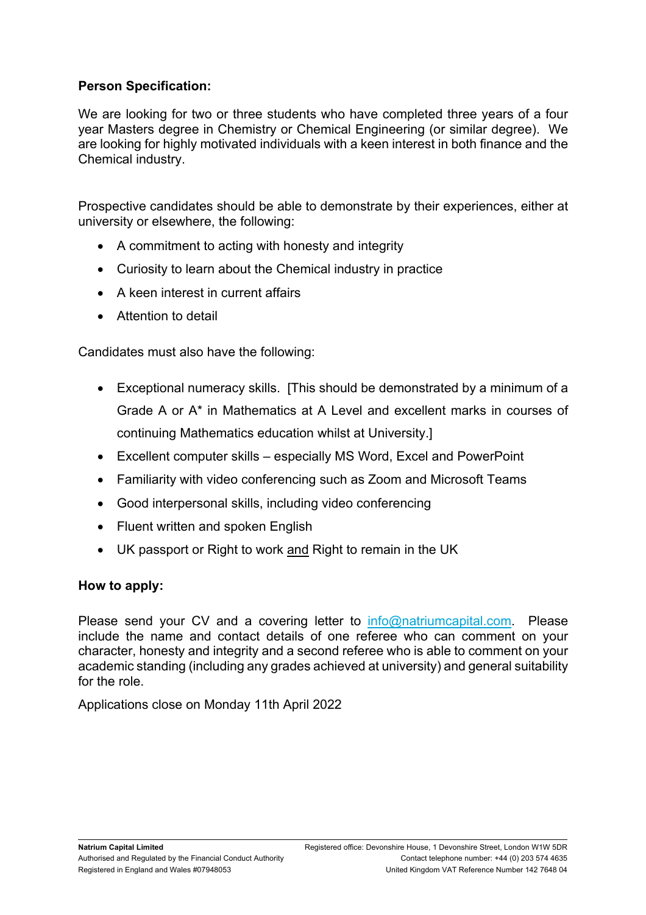**Person Specification:**

We are looking for two or three students who have completed three years of a four year Masters degree in Chemistry or Chemical Engineering (or similar degree). We are looking for highly motivated individuals with a keen interest in both finance and the Chemical industry.

Prospective candidates should be able to demonstrate by their experiences, either at university or elsewhere, the following:

- A commitment to acting with honesty and integrity
- Curiosity to learn about the Chemical industry in practice
- A keen interest in current affairs
- Attention to detail

Candidates must also have the following:

- Exceptional numeracy skills. [This should be demonstrated by a minimum of a Grade A or A* in Mathematics at A Level and excellent marks in courses of continuing Mathematics education whilst at University.]
- Excellent computer skills – especially MS Word, Excel and PowerPoint
- Familiarity with video conferencing such as Zoom and Microsoft Teams
- Good interpersonal skills, including video conferencing
- Fluent written and spoken English
- UK passport or Right to work and Right to remain in the UK

**How to apply:**

Please send your CV and a covering letter to info@natriumcapital.com. Please include the name and contact details of one referee who can comment on your character, honesty and integrity and a second referee who is able to comment on your academic standing (including any grades achieved at university) and general suitability for the role.

Applications close on Monday 11th April 2022